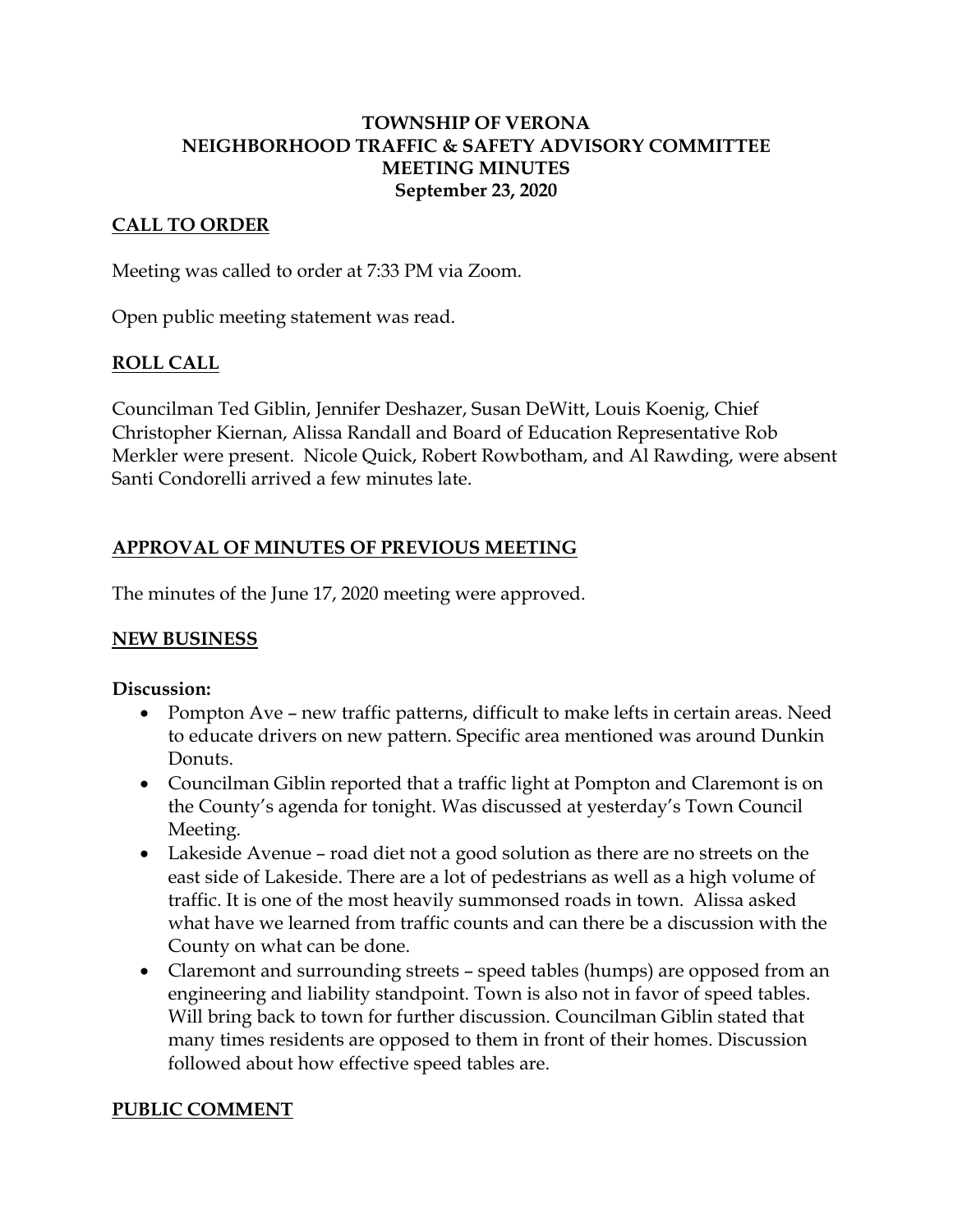# TOWNSHIP OF VERONA
# NEIGHBORHOOD TRAFFIC & SAFETY ADVISORY COMMITTEE
# MEETING MINUTES
**September 23, 2020**

## CALL TO ORDER

Meeting was called to order at 7:33 PM via Zoom.

Open public meeting statement was read.

## ROLL CALL

Councilman Ted Giblin, Jennifer Deshazer, Susan DeWitt, Louis Koenig, Chief Christopher Kiernan, Alissa Randall and Board of Education Representative Rob Merkler were present. Nicole Quick, Robert Rowbotham, and Al Rawding, were absent Santi Condorelli arrived a few minutes late.

## APPROVAL OF MINUTES OF PREVIOUS MEETING

The minutes of the June 17, 2020 meeting were approved.

## NEW BUSINESS

**Discussion:**

- Pompton Ave – new traffic patterns, difficult to make lefts in certain areas. Need to educate drivers on new pattern. Specific area mentioned was around Dunkin Donuts.
- Councilman Giblin reported that a traffic light at Pompton and Claremont is on the County's agenda for tonight. Was discussed at yesterday's Town Council Meeting.
- Lakeside Avenue – road diet not a good solution as there are no streets on the east side of Lakeside. There are a lot of pedestrians as well as a high volume of traffic. It is one of the most heavily summonsed roads in town. Alissa asked what have we learned from traffic counts and can there be a discussion with the County on what can be done.
- Claremont and surrounding streets – speed tables (humps) are opposed from an engineering and liability standpoint. Town is also not in favor of speed tables. Will bring back to town for further discussion. Councilman Giblin stated that many times residents are opposed to them in front of their homes. Discussion followed about how effective speed tables are.

## PUBLIC COMMENT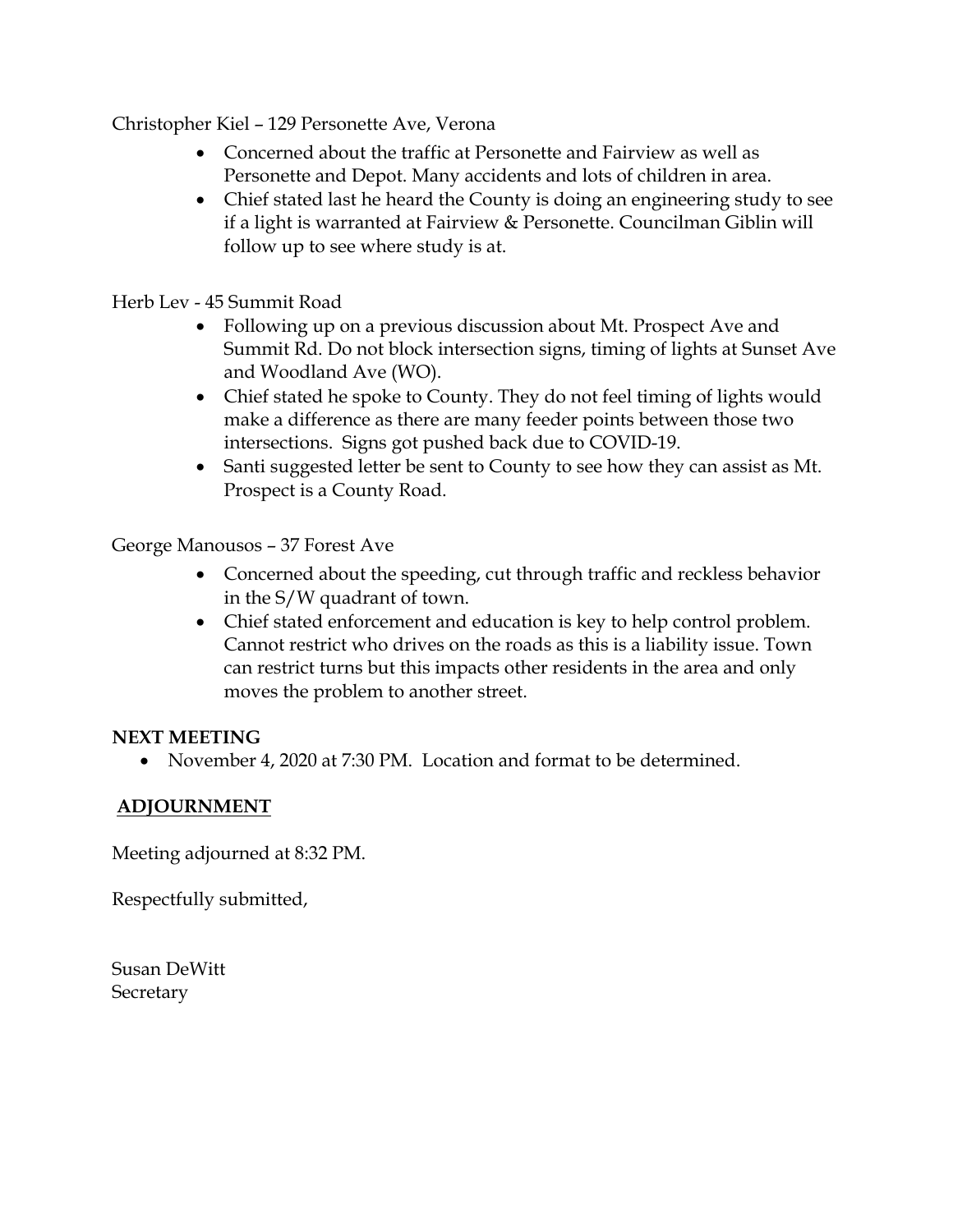Christopher Kiel – 129 Personette Ave, Verona

- Concerned about the traffic at Personette and Fairview as well as Personette and Depot. Many accidents and lots of children in area.
- Chief stated last he heard the County is doing an engineering study to see if a light is warranted at Fairview & Personette. Councilman Giblin will follow up to see where study is at.

Herb Lev - 45 Summit Road

- Following up on a previous discussion about Mt. Prospect Ave and Summit Rd. Do not block intersection signs, timing of lights at Sunset Ave and Woodland Ave (WO).
- Chief stated he spoke to County. They do not feel timing of lights would make a difference as there are many feeder points between those two intersections. Signs got pushed back due to COVID-19.
- Santi suggested letter be sent to County to see how they can assist as Mt. Prospect is a County Road.

George Manousos – 37 Forest Ave

- Concerned about the speeding, cut through traffic and reckless behavior in the S/W quadrant of town.
- Chief stated enforcement and education is key to help control problem. Cannot restrict who drives on the roads as this is a liability issue. Town can restrict turns but this impacts other residents in the area and only moves the problem to another street.

**NEXT MEETING**

- November 4, 2020 at 7:30 PM. Location and format to be determined.

**ADJOURNMENT**

Meeting adjourned at 8:32 PM.

Respectfully submitted,

Susan DeWitt
Secretary